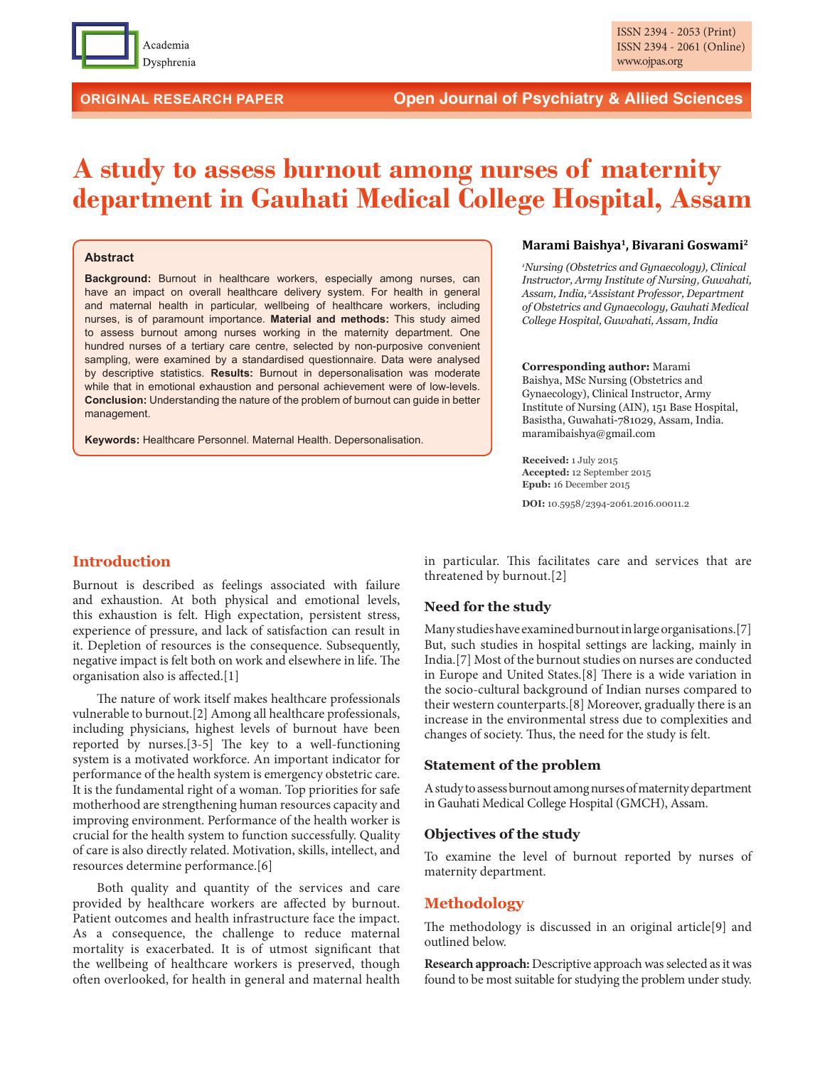ORIGINAL RESEARCH PAPER

Open Journal of Psychiatry & Allied Sciences

ISSN 2394 - 2053 (Print)
ISSN 2394 - 2061 (Online)
www.ojpas.org

# A study to assess burnout among nurses of maternity department in Gauhati Medical College Hospital, Assam

**Marami Baishya[1], Bivarani Goswami[2]**

*[1]Nursing (Obstetrics and Gynaecology), Clinical Instructor, Army Institute of Nursing, Guwahati, Assam, India, [2]Assistant Professor, Department of Obstetrics and Gynaecology, Gauhati Medical College Hospital, Guwahati, Assam, India*

**Corresponding author:** Marami Baishya, MSc Nursing (Obstetrics and Gynaecology), Clinical Instructor, Army Institute of Nursing (AIN), 151 Base Hospital, Basistha, Guwahati-781029, Assam, India. maramibaishya@gmail.com

**Received:** 1 July 2015
**Accepted:** 12 September 2015
**Epub:** 16 December 2015

**DOI:** 10.5958/2394-2061.2016.00011.2

### Abstract

**Background:** Burnout in healthcare workers, especially among nurses, can have an impact on overall healthcare delivery system. For health in general and maternal health in particular, wellbeing of healthcare workers, including nurses, is of paramount importance. **Material and methods:** This study aimed to assess burnout among nurses working in the maternity department. One hundred nurses of a tertiary care centre, selected by non-purposive convenient sampling, were examined by a standardised questionnaire. Data were analysed by descriptive statistics. **Results:** Burnout in depersonalisation was moderate while that in emotional exhaustion and personal achievement were of low-levels. **Conclusion:** Understanding the nature of the problem of burnout can guide in better management.

**Keywords:** Healthcare Personnel. Maternal Health. Depersonalisation.

## Introduction

Burnout is described as feelings associated with failure and exhaustion. At both physical and emotional levels, this exhaustion is felt. High expectation, persistent stress, experience of pressure, and lack of satisfaction can result in it. Depletion of resources is the consequence. Subsequently, negative impact is felt both on work and elsewhere in life. The organisation also is affected.[1]

The nature of work itself makes healthcare professionals vulnerable to burnout.[2] Among all healthcare professionals, including physicians, highest levels of burnout have been reported by nurses.[3-5] The key to a well-functioning system is a motivated workforce. An important indicator for performance of the health system is emergency obstetric care. It is the fundamental right of a woman. Top priorities for safe motherhood are strengthening human resources capacity and improving environment. Performance of the health worker is crucial for the health system to function successfully. Quality of care is also directly related. Motivation, skills, intellect, and resources determine performance.[6]

Both quality and quantity of the services and care provided by healthcare workers are affected by burnout. Patient outcomes and health infrastructure face the impact. As a consequence, the challenge to reduce maternal mortality is exacerbated. It is of utmost significant that the wellbeing of healthcare workers is preserved, though often overlooked, for health in general and maternal health in particular. This facilitates care and services that are threatened by burnout.[2]

### Need for the study

Many studies have examined burnout in large organisations.[7] But, such studies in hospital settings are lacking, mainly in India.[7] Most of the burnout studies on nurses are conducted in Europe and United States.[8] There is a wide variation in the socio-cultural background of Indian nurses compared to their western counterparts.[8] Moreover, gradually there is an increase in the environmental stress due to complexities and changes of society. Thus, the need for the study is felt.

### Statement of the problem

A study to assess burnout among nurses of maternity department in Gauhati Medical College Hospital (GMCH), Assam.

### Objectives of the study

To examine the level of burnout reported by nurses of maternity department.

## Methodology

The methodology is discussed in an original article[9] and outlined below.

**Research approach:** Descriptive approach was selected as it was found to be most suitable for studying the problem under study.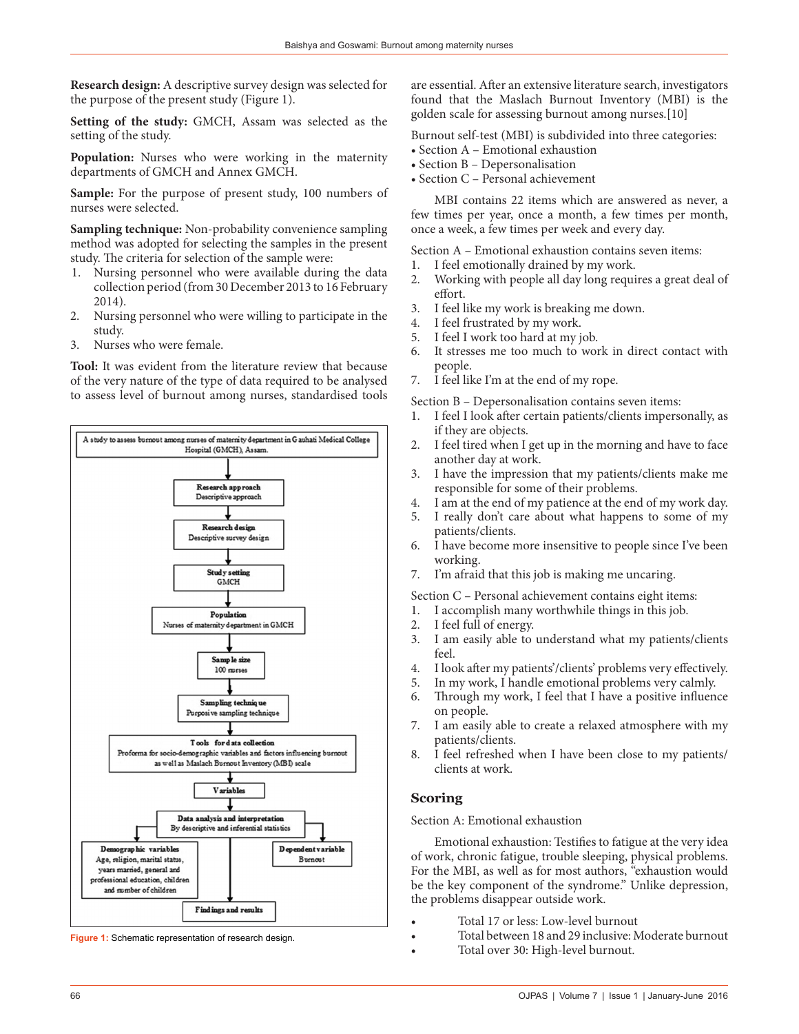**Research design:** A descriptive survey design was selected for the purpose of the present study (Figure 1).

**Setting of the study:** GMCH, Assam was selected as the setting of the study.

**Population:** Nurses who were working in the maternity departments of GMCH and Annex GMCH.

**Sample:** For the purpose of present study, 100 numbers of nurses were selected.

**Sampling technique:** Non-probability convenience sampling method was adopted for selecting the samples in the present study. The criteria for selection of the sample were:

1. Nursing personnel who were available during the data collection period (from 30 December 2013 to 16 February 2014).
2. Nursing personnel who were willing to participate in the study.
3. Nurses who were female.

**Tool:** It was evident from the literature review that because of the very nature of the type of data required to be analysed to assess level of burnout among nurses, standardised tools are essential. After an extensive literature search, investigators found that the Maslach Burnout Inventory (MBI) is the golden scale for assessing burnout among nurses.[10]

A study to assess burnout among nurses of maternity department in Gauhati Medical College Hospital (GMCH), Assam.

→ **Research approach** – Descriptive approach
→ **Research design** – Descriptive survey design
→ **Study setting** – GMCH
→ **Population** – Nurses of maternity department in GMCH
→ **Sample size** – 100 nurses
→ **Sampling technique** – Purposive sampling technique
→ **Tools for data collection** – Proforma for socio-demographic variables and factors influencing burnout as well as Maslach Burnout Inventory (MBI) scale
→ **Variables**
→ **Data analysis and interpretation** – By descriptive and inferential statistics
→ **Demographic variables** – Age, religion, marital status, years married, general and professional education, children and number of children; **Dependent variable** – Burnout
→ **Findings and results**

Figure 1: Schematic representation of research design.

Burnout self-test (MBI) is subdivided into three categories:

- Section A – Emotional exhaustion
- Section B – Depersonalisation
- Section C – Personal achievement

MBI contains 22 items which are answered as never, a few times per year, once a month, a few times per month, once a week, a few times per week and every day.

Section A – Emotional exhaustion contains seven items:

1. I feel emotionally drained by my work.
2. Working with people all day long requires a great deal of effort.
3. I feel like my work is breaking me down.
4. I feel frustrated by my work.
5. I feel I work too hard at my job.
6. It stresses me too much to work in direct contact with people.
7. I feel like I'm at the end of my rope.

Section B – Depersonalisation contains seven items:

1. I feel I look after certain patients/clients impersonally, as if they are objects.
2. I feel tired when I get up in the morning and have to face another day at work.
3. I have the impression that my patients/clients make me responsible for some of their problems.
4. I am at the end of my patience at the end of my work day.
5. I really don't care about what happens to some of my patients/clients.
6. I have become more insensitive to people since I've been working.
7. I'm afraid that this job is making me uncaring.

Section C – Personal achievement contains eight items:

1. I accomplish many worthwhile things in this job.
2. I feel full of energy.
3. I am easily able to understand what my patients/clients feel.
4. I look after my patients'/clients' problems very effectively.
5. In my work, I handle emotional problems very calmly.
6. Through my work, I feel that I have a positive influence on people.
7. I am easily able to create a relaxed atmosphere with my patients/clients.
8. I feel refreshed when I have been close to my patients/clients at work.

## Scoring

Section A: Emotional exhaustion

Emotional exhaustion: Testifies to fatigue at the very idea of work, chronic fatigue, trouble sleeping, physical problems. For the MBI, as well as for most authors, "exhaustion would be the key component of the syndrome." Unlike depression, the problems disappear outside work.

- Total 17 or less: Low-level burnout
- Total between 18 and 29 inclusive: Moderate burnout
- Total over 30: High-level burnout.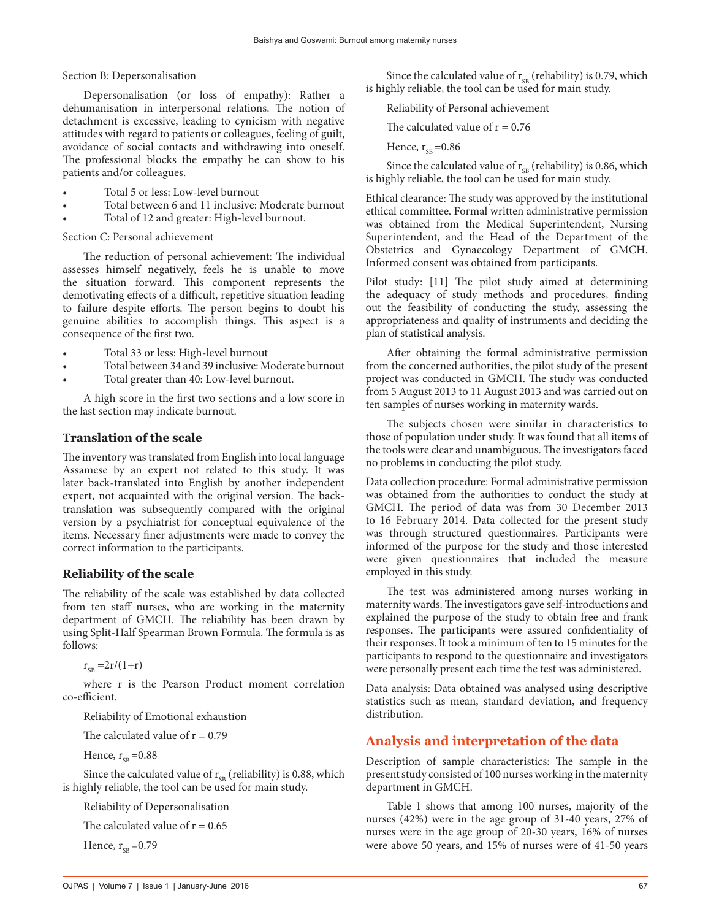Section B: Depersonalisation

Depersonalisation (or loss of empathy): Rather a dehumanisation in interpersonal relations. The notion of detachment is excessive, leading to cynicism with negative attitudes with regard to patients or colleagues, feeling of guilt, avoidance of social contacts and withdrawing into oneself. The professional blocks the empathy he can show to his patients and/or colleagues.

- Total 5 or less: Low-level burnout
- Total between 6 and 11 inclusive: Moderate burnout
- Total of 12 and greater: High-level burnout.

Section C: Personal achievement

The reduction of personal achievement: The individual assesses himself negatively, feels he is unable to move the situation forward. This component represents the demotivating effects of a difficult, repetitive situation leading to failure despite efforts. The person begins to doubt his genuine abilities to accomplish things. This aspect is a consequence of the first two.

- Total 33 or less: High-level burnout
- Total between 34 and 39 inclusive: Moderate burnout
- Total greater than 40: Low-level burnout.

A high score in the first two sections and a low score in the last section may indicate burnout.

## Translation of the scale

The inventory was translated from English into local language Assamese by an expert not related to this study. It was later back-translated into English by another independent expert, not acquainted with the original version. The back-translation was subsequently compared with the original version by a psychiatrist for conceptual equivalence of the items. Necessary finer adjustments were made to convey the correct information to the participants.

## Reliability of the scale

The reliability of the scale was established by data collected from ten staff nurses, who are working in the maternity department of GMCH. The reliability has been drawn by using Split-Half Spearman Brown Formula. The formula is as follows:

$r_{SB} = 2r/(1+r)$

where r is the Pearson Product moment correlation co-efficient.

Reliability of Emotional exhaustion

The calculated value of r = 0.79

Hence, $r_{SB} = 0.88$

Since the calculated value of $r_{SB}$ (reliability) is 0.88, which is highly reliable, the tool can be used for main study.

Reliability of Depersonalisation

The calculated value of r = 0.65

Hence, $r_{SB} = 0.79$

Since the calculated value of $r_{SB}$ (reliability) is 0.79, which is highly reliable, the tool can be used for main study.

Reliability of Personal achievement

The calculated value of r = 0.76

Hence, $r_{SB} = 0.86$

Since the calculated value of $r_{SB}$ (reliability) is 0.86, which is highly reliable, the tool can be used for main study.

Ethical clearance: The study was approved by the institutional ethical committee. Formal written administrative permission was obtained from the Medical Superintendent, Nursing Superintendent, and the Head of the Department of the Obstetrics and Gynaecology Department of GMCH. Informed consent was obtained from participants.

Pilot study: [11] The pilot study aimed at determining the adequacy of study methods and procedures, finding out the feasibility of conducting the study, assessing the appropriateness and quality of instruments and deciding the plan of statistical analysis.

After obtaining the formal administrative permission from the concerned authorities, the pilot study of the present project was conducted in GMCH. The study was conducted from 5 August 2013 to 11 August 2013 and was carried out on ten samples of nurses working in maternity wards.

The subjects chosen were similar in characteristics to those of population under study. It was found that all items of the tools were clear and unambiguous. The investigators faced no problems in conducting the pilot study.

Data collection procedure: Formal administrative permission was obtained from the authorities to conduct the study at GMCH. The period of data was from 30 December 2013 to 16 February 2014. Data collected for the present study was through structured questionnaires. Participants were informed of the purpose for the study and those interested were given questionnaires that included the measure employed in this study.

The test was administered among nurses working in maternity wards. The investigators gave self-introductions and explained the purpose of the study to obtain free and frank responses. The participants were assured confidentiality of their responses. It took a minimum of ten to 15 minutes for the participants to respond to the questionnaire and investigators were personally present each time the test was administered.

Data analysis: Data obtained was analysed using descriptive statistics such as mean, standard deviation, and frequency distribution.

## Analysis and interpretation of the data

Description of sample characteristics: The sample in the present study consisted of 100 nurses working in the maternity department in GMCH.

Table 1 shows that among 100 nurses, majority of the nurses (42%) were in the age group of 31-40 years, 27% of nurses were in the age group of 20-30 years, 16% of nurses were above 50 years, and 15% of nurses were of 41-50 years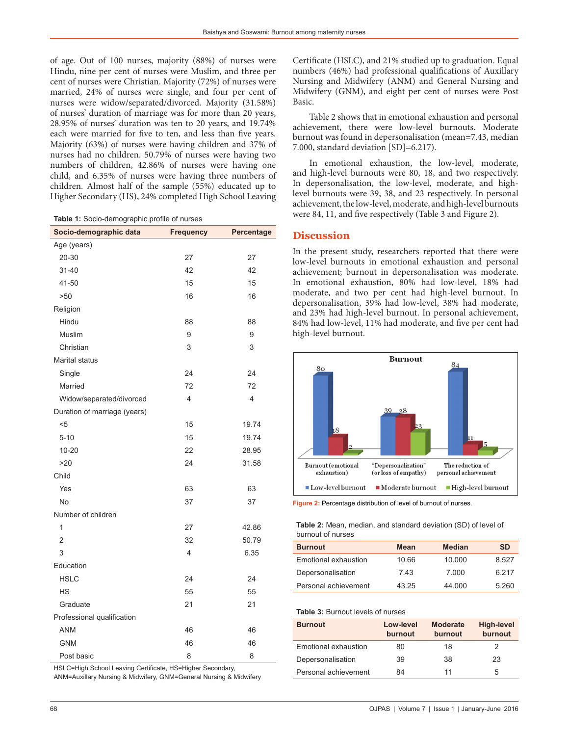of age. Out of 100 nurses, majority (88%) of nurses were Hindu, nine per cent of nurses were Muslim, and three per cent of nurses were Christian. Majority (72%) of nurses were married, 24% of nurses were single, and four per cent of nurses were widow/separated/divorced. Majority (31.58%) of nurses' duration of marriage was for more than 20 years, 28.95% of nurses' duration was ten to 20 years, and 19.74% each were married for five to ten, and less than five years. Majority (63%) of nurses were having children and 37% of nurses had no children. 50.79% of nurses were having two numbers of children, 42.86% of nurses were having one child, and 6.35% of nurses were having three numbers of children. Almost half of the sample (55%) educated up to Higher Secondary (HS), 24% completed High School Leaving Certificate (HSLC), and 21% studied up to graduation. Equal numbers (46%) had professional qualifications of Auxillary Nursing and Midwifery (ANM) and General Nursing and Midwifery (GNM), and eight per cent of nurses were Post Basic.

**Table 1:** Socio-demographic profile of nurses

| Socio-demographic data | Frequency | Percentage |
|---|---|---|
| Age (years) | | |
| 20-30 | 27 | 27 |
| 31-40 | 42 | 42 |
| 41-50 | 15 | 15 |
| >50 | 16 | 16 |
| Religion | | |
| Hindu | 88 | 88 |
| Muslim | 9 | 9 |
| Christian | 3 | 3 |
| Marital status | | |
| Single | 24 | 24 |
| Married | 72 | 72 |
| Widow/separated/divorced | 4 | 4 |
| Duration of marriage (years) | | |
| <5 | 15 | 19.74 |
| 5-10 | 15 | 19.74 |
| 10-20 | 22 | 28.95 |
| >20 | 24 | 31.58 |
| Child | | |
| Yes | 63 | 63 |
| No | 37 | 37 |
| Number of children | | |
| 1 | 27 | 42.86 |
| 2 | 32 | 50.79 |
| 3 | 4 | 6.35 |
| Education | | |
| HSLC | 24 | 24 |
| HS | 55 | 55 |
| Graduate | 21 | 21 |
| Professional qualification | | |
| ANM | 46 | 46 |
| GNM | 46 | 46 |
| Post basic | 8 | 8 |

HSLC=High School Leaving Certificate, HS=Higher Secondary, ANM=Auxillary Nursing & Midwifery, GNM=General Nursing & Midwifery

Table 2 shows that in emotional exhaustion and personal achievement, there were low-level burnouts. Moderate burnout was found in depersonalisation (mean=7.43, median 7.000, standard deviation [SD]=6.217).

In emotional exhaustion, the low-level, moderate, and high-level burnouts were 80, 18, and two respectively. In depersonalisation, the low-level, moderate, and high-level burnouts were 39, 38, and 23 respectively. In personal achievement, the low-level, moderate, and high-level burnouts were 84, 11, and five respectively (Table 3 and Figure 2).

## Discussion

In the present study, researchers reported that there were low-level burnouts in emotional exhaustion and personal achievement; burnout in depersonalisation was moderate. In emotional exhaustion, 80% had low-level, 18% had moderate, and two per cent had high-level burnout. In depersonalisation, 39% had low-level, 38% had moderate, and 23% had high-level burnout. In personal achievement, 84% had low-level, 11% had moderate, and five per cent had high-level burnout.

**Figure 2:** Percentage distribution of level of burnout of nurses.

**Table 2:** Mean, median, and standard deviation (SD) of level of burnout of nurses

| Burnout | Mean | Median | SD |
|---|---|---|---|
| Emotional exhaustion | 10.66 | 10.000 | 8.527 |
| Depersonalisation | 7.43 | 7.000 | 6.217 |
| Personal achievement | 43.25 | 44.000 | 5.260 |

**Table 3:** Burnout levels of nurses

| Burnout | Low-level burnout | Moderate burnout | High-level burnout |
|---|---|---|---|
| Emotional exhaustion | 80 | 18 | 2 |
| Depersonalisation | 39 | 38 | 23 |
| Personal achievement | 84 | 11 | 5 |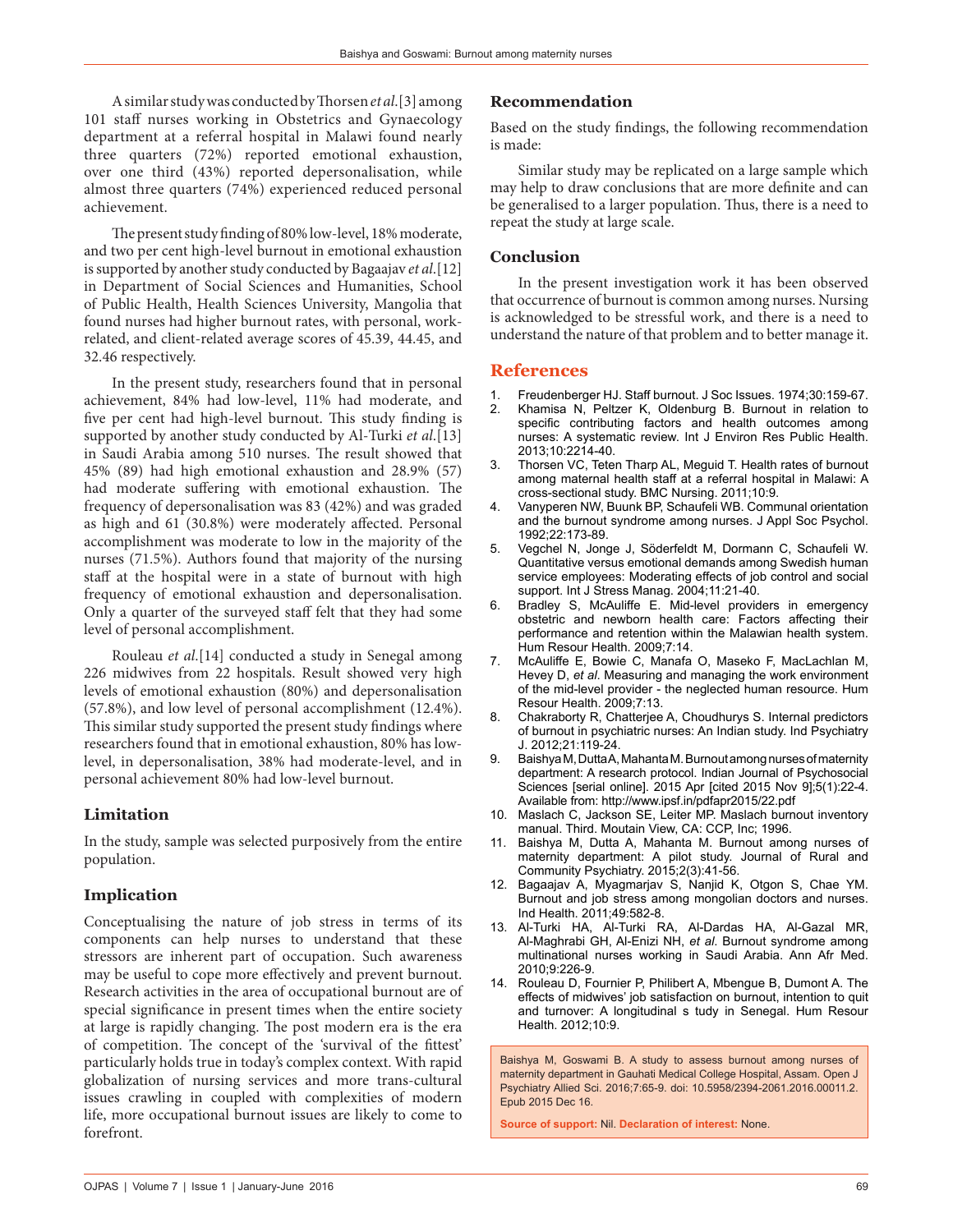A similar study was conducted by Thorsen *et al.*[3] among 101 staff nurses working in Obstetrics and Gynaecology department at a referral hospital in Malawi found nearly three quarters (72%) reported emotional exhaustion, over one third (43%) reported depersonalisation, while almost three quarters (74%) experienced reduced personal achievement.

The present study finding of 80% low-level, 18% moderate, and two per cent high-level burnout in emotional exhaustion is supported by another study conducted by Bagaajav *et al.*[12] in Department of Social Sciences and Humanities, School of Public Health, Health Sciences University, Mangolia that found nurses had higher burnout rates, with personal, work-related, and client-related average scores of 45.39, 44.45, and 32.46 respectively.

In the present study, researchers found that in personal achievement, 84% had low-level, 11% had moderate, and five per cent had high-level burnout. This study finding is supported by another study conducted by Al-Turki *et al.*[13] in Saudi Arabia among 510 nurses. The result showed that 45% (89) had high emotional exhaustion and 28.9% (57) had moderate suffering with emotional exhaustion. The frequency of depersonalisation was 83 (42%) and was graded as high and 61 (30.8%) were moderately affected. Personal accomplishment was moderate to low in the majority of the nurses (71.5%). Authors found that majority of the nursing staff at the hospital were in a state of burnout with high frequency of emotional exhaustion and depersonalisation. Only a quarter of the surveyed staff felt that they had some level of personal accomplishment.

Rouleau *et al.*[14] conducted a study in Senegal among 226 midwives from 22 hospitals. Result showed very high levels of emotional exhaustion (80%) and depersonalisation (57.8%), and low level of personal accomplishment (12.4%). This similar study supported the present study findings where researchers found that in emotional exhaustion, 80% has low-level, in depersonalisation, 38% had moderate-level, and in personal achievement 80% had low-level burnout.

## Limitation

In the study, sample was selected purposively from the entire population.

## Implication

Conceptualising the nature of job stress in terms of its components can help nurses to understand that these stressors are inherent part of occupation. Such awareness may be useful to cope more effectively and prevent burnout. Research activities in the area of occupational burnout are of special significance in present times when the entire society at large is rapidly changing. The post modern era is the era of competition. The concept of the 'survival of the fittest' particularly holds true in today's complex context. With rapid globalization of nursing services and more trans-cultural issues crawling in coupled with complexities of modern life, more occupational burnout issues are likely to come to forefront.

## Recommendation

Based on the study findings, the following recommendation is made:

Similar study may be replicated on a large sample which may help to draw conclusions that are more definite and can be generalised to a larger population. Thus, there is a need to repeat the study at large scale.

## Conclusion

In the present investigation work it has been observed that occurrence of burnout is common among nurses. Nursing is acknowledged to be stressful work, and there is a need to understand the nature of that problem and to better manage it.

## References

1. Freudenberger HJ. Staff burnout. J Soc Issues. 1974;30:159-67.
2. Khamisa N, Peltzer K, Oldenburg B. Burnout in relation to specific contributing factors and health outcomes among nurses: A systematic review. Int J Environ Res Public Health. 2013;10:2214-40.
3. Thorsen VC, Teten Tharp AL, Meguid T. Health rates of burnout among maternal health staff at a referral hospital in Malawi: A cross-sectional study. BMC Nursing. 2011;10:9.
4. Vanyperen NW, Buunk BP, Schaufeli WB. Communal orientation and the burnout syndrome among nurses. J Appl Soc Psychol. 1992;22:173-89.
5. Vegchel N, Jonge J, Söderfeldt M, Dormann C, Schaufeli W. Quantitative versus emotional demands among Swedish human service employees: Moderating effects of job control and social support. Int J Stress Manag. 2004;11:21-40.
6. Bradley S, McAuliffe E. Mid-level providers in emergency obstetric and newborn health care: Factors affecting their performance and retention within the Malawian health system. Hum Resour Health. 2009;7:14.
7. McAuliffe E, Bowie C, Manafa O, Maseko F, MacLachlan M, Hevey D, *et al*. Measuring and managing the work environment of the mid-level provider - the neglected human resource. Hum Resour Health. 2009;7:13.
8. Chakraborty R, Chatterjee A, Choudhurys S. Internal predictors of burnout in psychiatric nurses: An Indian study. Ind Psychiatry J. 2012;21:119-24.
9. Baishya M, Dutta A, Mahanta M. Burnout among nurses of maternity department: A research protocol. Indian Journal of Psychosocial Sciences [serial online]. 2015 Apr [cited 2015 Nov 9];5(1):22-4. Available from: http://www.ipsf.in/pdfapr2015/22.pdf
10. Maslach C, Jackson SE, Leiter MP. Maslach burnout inventory manual. Third. Moutain View, CA: CCP, Inc; 1996.
11. Baishya M, Dutta A, Mahanta M. Burnout among nurses of maternity department: A pilot study. Journal of Rural and Community Psychiatry. 2015;2(3):41-56.
12. Bagaajav A, Myagmarjav S, Nanjid K, Otgon S, Chae YM. Burnout and job stress among mongolian doctors and nurses. Ind Health. 2011;49:582-8.
13. Al-Turki HA, Al-Turki RA, Al-Dardas HA, Al-Gazal MR, Al-Maghrabi GH, Al-Enizi NH, *et al*. Burnout syndrome among multinational nurses working in Saudi Arabia. Ann Afr Med. 2010;9:226-9.
14. Rouleau D, Fournier P, Philibert A, Mbengue B, Dumont A. The effects of midwives' job satisfaction on burnout, intention to quit and turnover: A longitudinal s tudy in Senegal. Hum Resour Health. 2012;10:9.

Baishya M, Goswami B. A study to assess burnout among nurses of maternity department in Gauhati Medical College Hospital, Assam. Open J Psychiatry Allied Sci. 2016;7:65-9. doi: 10.5958/2394-2061.2016.00011.2. Epub 2015 Dec 16.

**Source of support:** Nil. **Declaration of interest:** None.